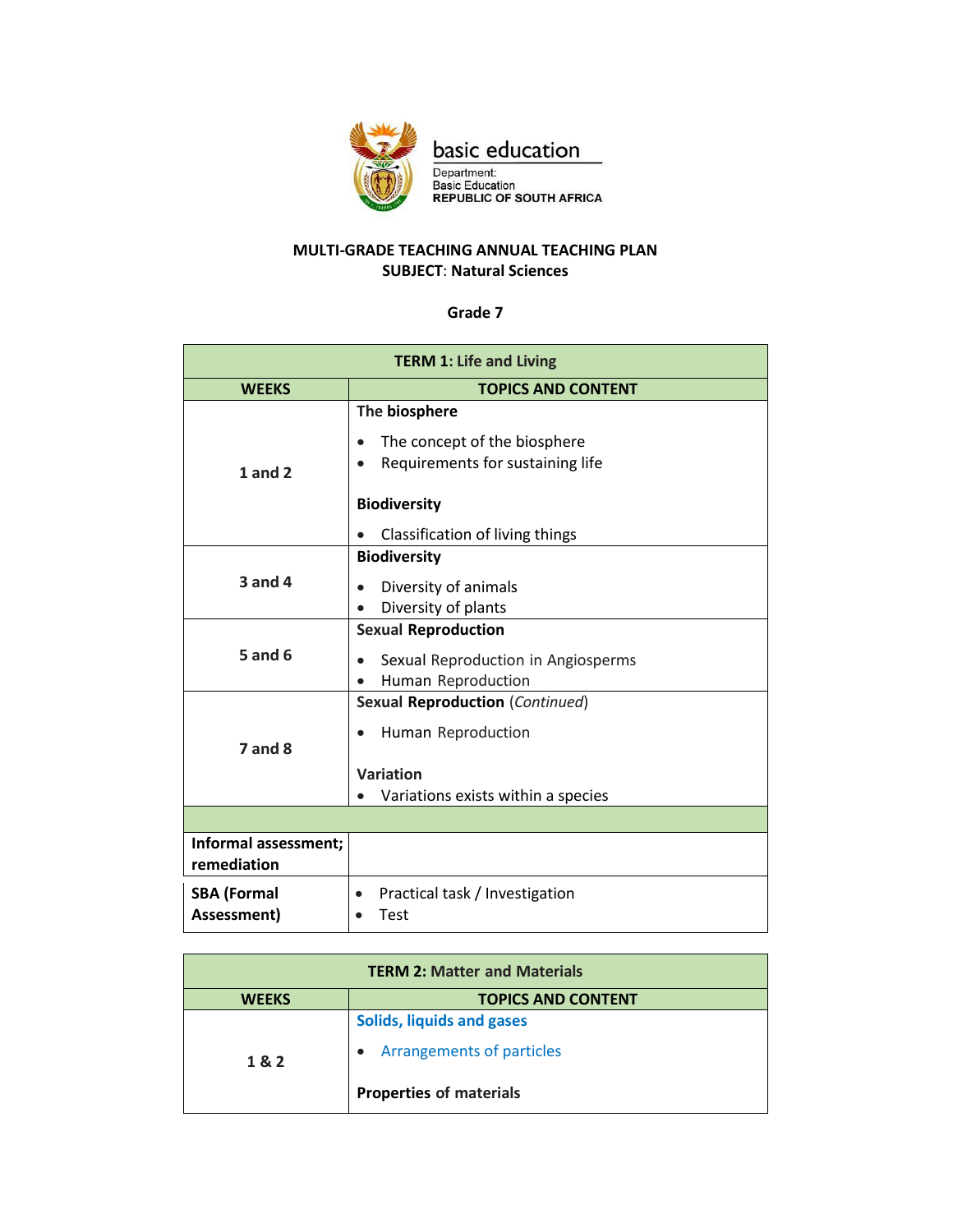basic education

Department:
Basic Education
REPUBLIC OF SOUTH AFRICA

**MULTI-GRADE TEACHING ANNUAL TEACHING PLAN**
**SUBJECT: Natural Sciences**

**Grade 7**

| **TERM 1: Life and Living** | |
|---|---|
| **WEEKS** | **TOPICS AND CONTENT** |
| **1 and 2** | **The biosphere**<br>• The concept of the biosphere<br>• Requirements for sustaining life<br><br>**Biodiversity**<br>• Classification of living things |
| **3 and 4** | **Biodiversity**<br>• Diversity of animals<br>• Diversity of plants |
| **5 and 6** | **Sexual Reproduction**<br>• Sexual Reproduction in Angiosperms<br>• Human Reproduction |
| **7 and 8** | **Sexual Reproduction** (*Continued*)<br>• Human Reproduction<br><br>**Variation**<br>• Variations exists within a species |
| | |
| **Informal assessment; remediation** | |
| **SBA (Formal Assessment)** | • Practical task / Investigation<br>• Test |

| **TERM 2: Matter and Materials** | |
|---|---|
| **WEEKS** | **TOPICS AND CONTENT** |
| **1 & 2** | **Solids, liquids and gases**<br>• Arrangements of particles<br><br>**Properties of materials** |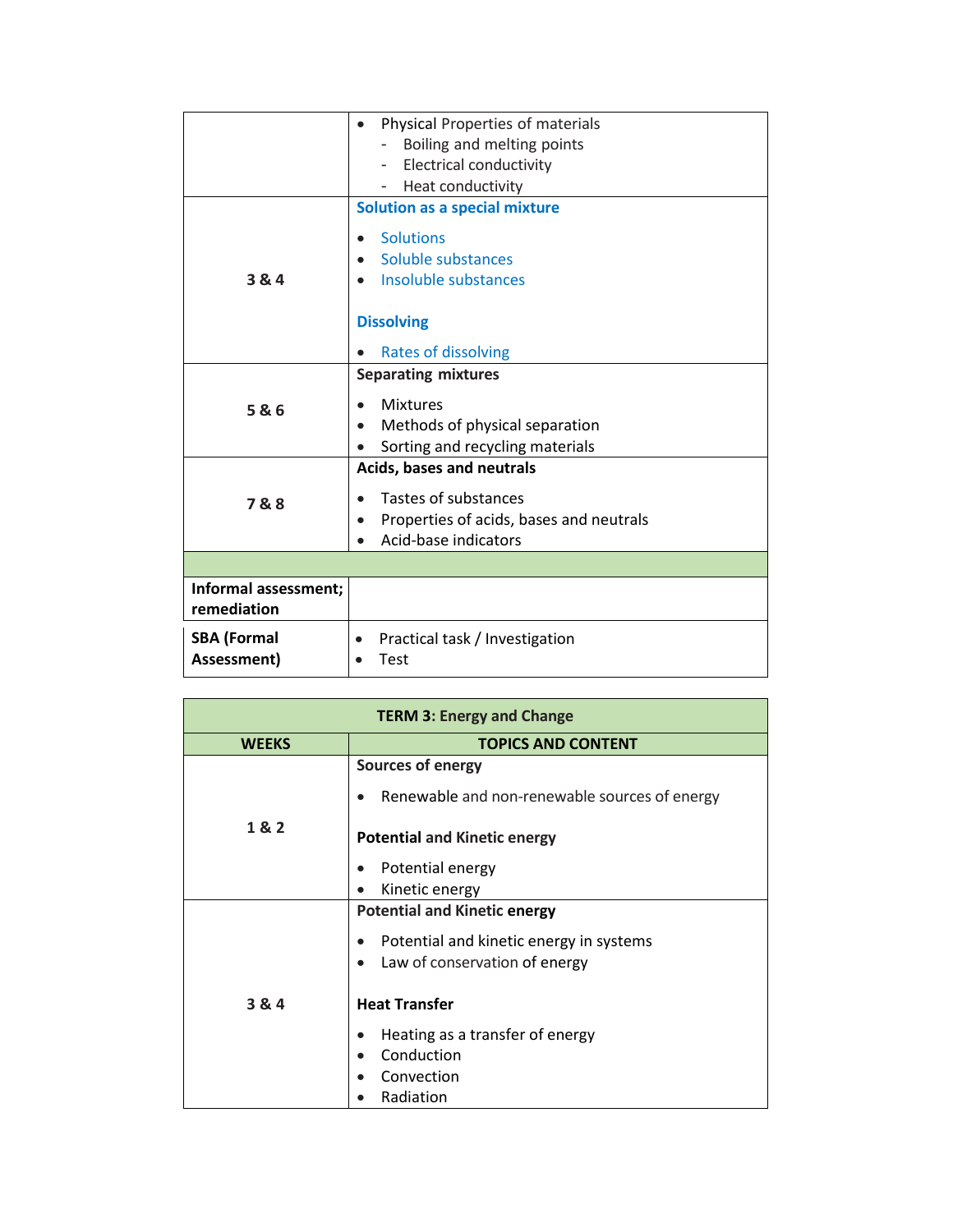| | |
|---|---|
| | • Physical Properties of materials<br>- Boiling and melting points<br>- Electrical conductivity<br>- Heat conductivity |
| **3 & 4** | **Solution as a special mixture**<br>• Solutions<br>• Soluble substances<br>• Insoluble substances<br><br>**Dissolving**<br>• Rates of dissolving |
| **5 & 6** | **Separating mixtures**<br>• Mixtures<br>• Methods of physical separation<br>• Sorting and recycling materials |
| **7 & 8** | **Acids, bases and neutrals**<br>• Tastes of substances<br>• Properties of acids, bases and neutrals<br>• Acid-base indicators |
| | |
| **Informal assessment; remediation** | |
| **SBA (Formal Assessment)** | • Practical task / Investigation<br>• Test |

| **TERM 3:** Energy and Change | |
|---|---|
| **WEEKS** | **TOPICS AND CONTENT** |
| **1 & 2** | **Sources of energy**<br>• Renewable and non-renewable sources of energy<br><br>**Potential and Kinetic energy**<br>• Potential energy<br>• Kinetic energy |
| **3 & 4** | **Potential and Kinetic energy**<br>• Potential and kinetic energy in systems<br>• Law of conservation of energy<br><br>**Heat Transfer**<br>• Heating as a transfer of energy<br>• Conduction<br>• Convection<br>• Radiation |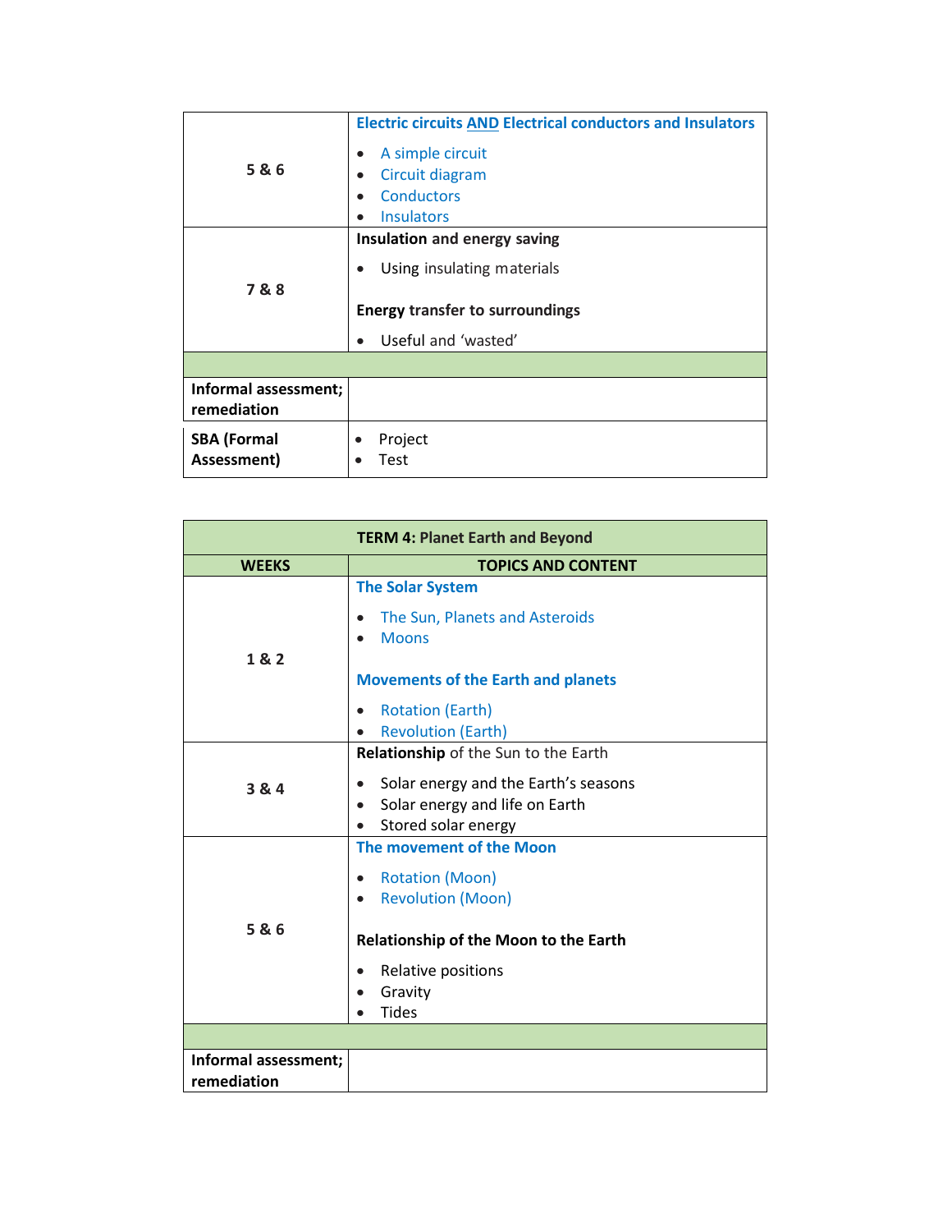| | |
|---|---|
| 5 & 6 | **Electric circuits AND Electrical conductors and Insulators**<br><ul><li>A simple circuit</li><li>Circuit diagram</li><li>Conductors</li><li>Insulators</li></ul> |
| 7 & 8 | **Insulation and energy saving**<br><ul><li>Using insulating materials</li></ul>**Energy transfer to surroundings**<br><ul><li>Useful and 'wasted'</li></ul> |
| | |
| **Informal assessment; remediation** | |
| **SBA (Formal Assessment)** | <ul><li>Project</li><li>Test</li></ul> |

| **TERM 4:** Planet Earth and Beyond | |
|---|---|
| **WEEKS** | **TOPICS AND CONTENT** |
| 1 & 2 | **The Solar System**<br><ul><li>The Sun, Planets and Asteroids</li><li>Moons</li></ul>**Movements of the Earth and planets**<br><ul><li>Rotation (Earth)</li><li>Revolution (Earth)</li></ul> |
| 3 & 4 | **Relationship** of the Sun to the Earth<br><ul><li>Solar energy and the Earth's seasons</li><li>Solar energy and life on Earth</li><li>Stored solar energy</li></ul> |
| 5 & 6 | **The movement of the Moon**<br><ul><li>Rotation (Moon)</li><li>Revolution (Moon)</li></ul>**Relationship of the Moon to the Earth**<br><ul><li>Relative positions</li><li>Gravity</li><li>Tides</li></ul> |
| | |
| **Informal assessment; remediation** | |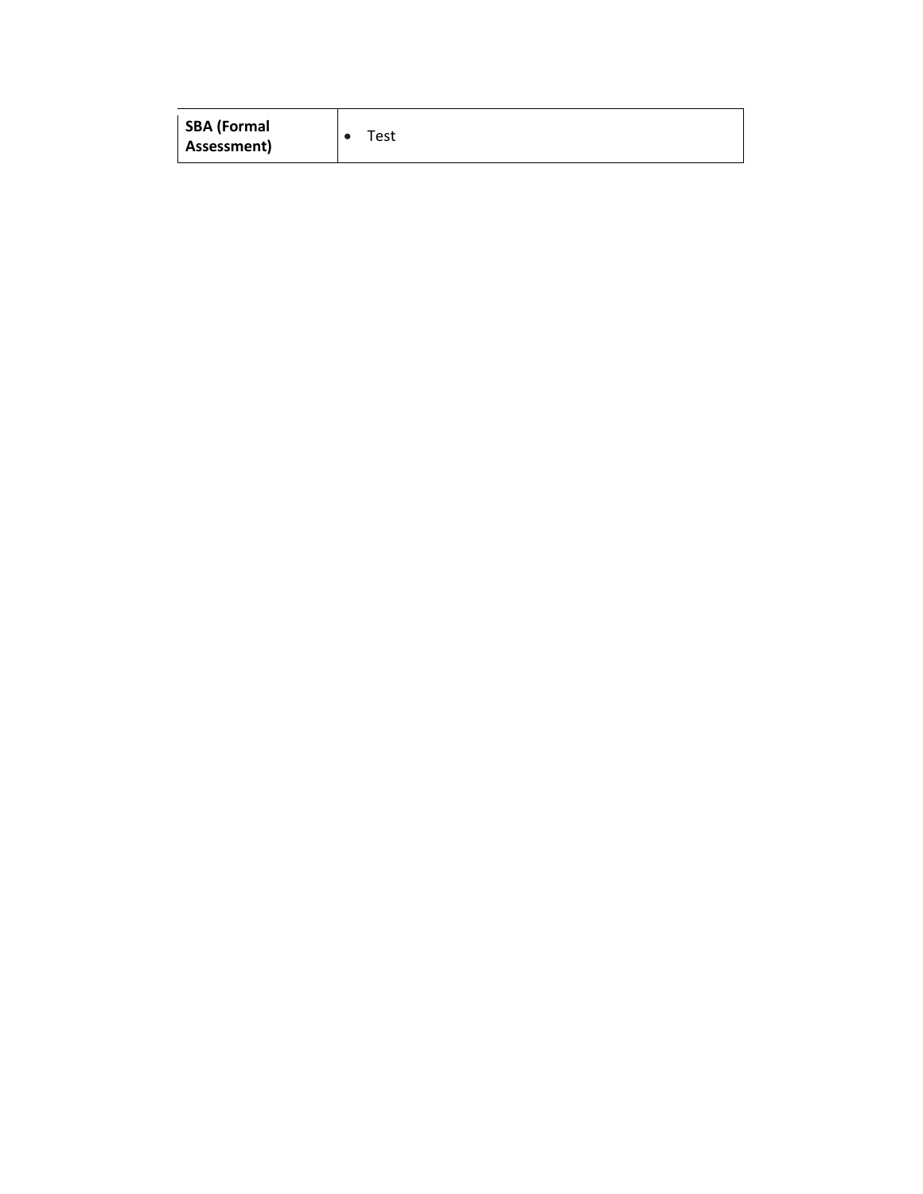| | |
|---|---|
| **SBA (Formal Assessment)** | • Test |